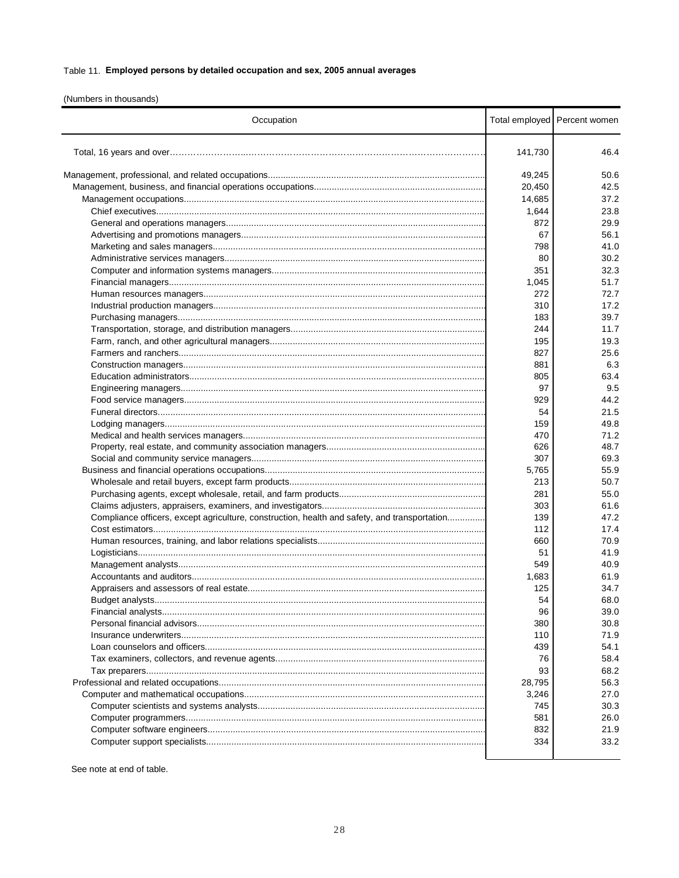Table 11. **Employed persons by detailed occupation and sex, 2005 annual averages**

(Numbers in thousands)

| Occupation | Total employed | Percent women |
|---|---|---|
| Total, 16 years and over | 141,730 | 46.4 |
| Management, professional, and related occupations | 49,245 | 50.6 |
| Management, business, and financial operations occupations | 20,450 | 42.5 |
| Management occupations | 14,685 | 37.2 |
| Chief executives | 1,644 | 23.8 |
| General and operations managers | 872 | 29.9 |
| Advertising and promotions managers | 67 | 56.1 |
| Marketing and sales managers | 798 | 41.0 |
| Administrative services managers | 80 | 30.2 |
| Computer and information systems managers | 351 | 32.3 |
| Financial managers | 1,045 | 51.7 |
| Human resources managers | 272 | 72.7 |
| Industrial production managers | 310 | 17.2 |
| Purchasing managers | 183 | 39.7 |
| Transportation, storage, and distribution managers | 244 | 11.7 |
| Farm, ranch, and other agricultural managers | 195 | 19.3 |
| Farmers and ranchers | 827 | 25.6 |
| Construction managers | 881 | 6.3 |
| Education administrators | 805 | 63.4 |
| Engineering managers | 97 | 9.5 |
| Food service managers | 929 | 44.2 |
| Funeral directors | 54 | 21.5 |
| Lodging managers | 159 | 49.8 |
| Medical and health services managers | 470 | 71.2 |
| Property, real estate, and community association managers | 626 | 48.7 |
| Social and community service managers | 307 | 69.3 |
| Business and financial operations occupations | 5,765 | 55.9 |
| Wholesale and retail buyers, except farm products | 213 | 50.7 |
| Purchasing agents, except wholesale, retail, and farm products | 281 | 55.0 |
| Claims adjusters, appraisers, examiners, and investigators | 303 | 61.6 |
| Compliance officers, except agriculture, construction, health and safety, and transportation | 139 | 47.2 |
| Cost estimators | 112 | 17.4 |
| Human resources, training, and labor relations specialists | 660 | 70.9 |
| Logisticians | 51 | 41.9 |
| Management analysts | 549 | 40.9 |
| Accountants and auditors | 1,683 | 61.9 |
| Appraisers and assessors of real estate | 125 | 34.7 |
| Budget analysts | 54 | 68.0 |
| Financial analysts | 96 | 39.0 |
| Personal financial advisors | 380 | 30.8 |
| Insurance underwriters | 110 | 71.9 |
| Loan counselors and officers | 439 | 54.1 |
| Tax examiners, collectors, and revenue agents | 76 | 58.4 |
| Tax preparers | 93 | 68.2 |
| Professional and related occupations | 28,795 | 56.3 |
| Computer and mathematical occupations | 3,246 | 27.0 |
| Computer scientists and systems analysts | 745 | 30.3 |
| Computer programmers | 581 | 26.0 |
| Computer software engineers | 832 | 21.9 |
| Computer support specialists | 334 | 33.2 |

See note at end of table.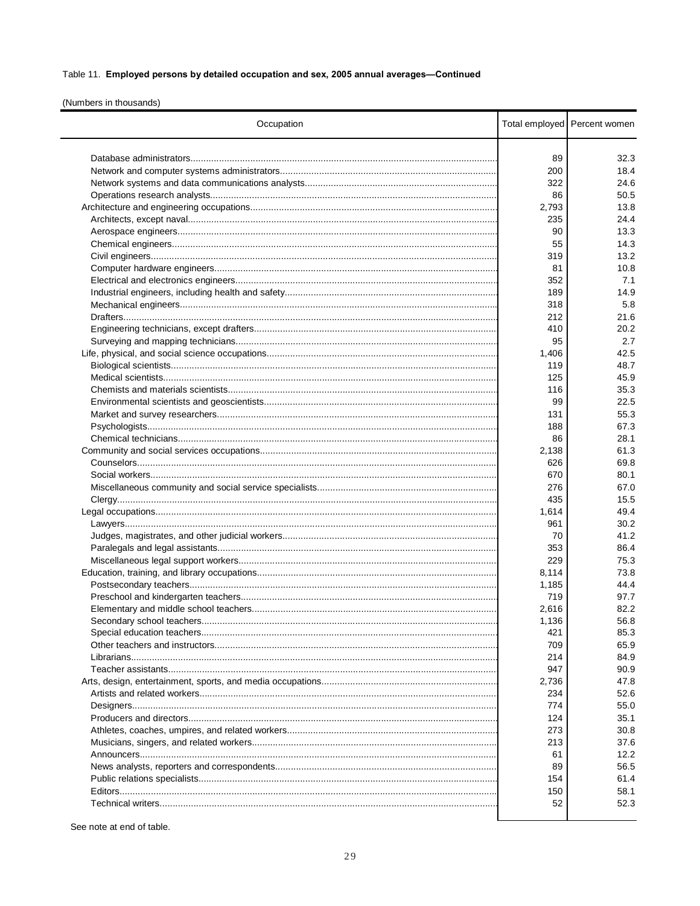Table 11. **Employed persons by detailed occupation and sex, 2005 annual averages—Continued**

(Numbers in thousands)

| Occupation | Total employed | Percent women |
|---|---|---|
| Database administrators | 89 | 32.3 |
| Network and computer systems administrators | 200 | 18.4 |
| Network systems and data communications analysts | 322 | 24.6 |
| Operations research analysts | 86 | 50.5 |
| Architecture and engineering occupations | 2,793 | 13.8 |
| Architects, except naval | 235 | 24.4 |
| Aerospace engineers | 90 | 13.3 |
| Chemical engineers | 55 | 14.3 |
| Civil engineers | 319 | 13.2 |
| Computer hardware engineers | 81 | 10.8 |
| Electrical and electronics engineers | 352 | 7.1 |
| Industrial engineers, including health and safety | 189 | 14.9 |
| Mechanical engineers | 318 | 5.8 |
| Drafters | 212 | 21.6 |
| Engineering technicians, except drafters | 410 | 20.2 |
| Surveying and mapping technicians | 95 | 2.7 |
| Life, physical, and social science occupations | 1,406 | 42.5 |
| Biological scientists | 119 | 48.7 |
| Medical scientists | 125 | 45.9 |
| Chemists and materials scientists | 116 | 35.3 |
| Environmental scientists and geoscientists | 99 | 22.5 |
| Market and survey researchers | 131 | 55.3 |
| Psychologists | 188 | 67.3 |
| Chemical technicians | 86 | 28.1 |
| Community and social services occupations | 2,138 | 61.3 |
| Counselors | 626 | 69.8 |
| Social workers | 670 | 80.1 |
| Miscellaneous community and social service specialists | 276 | 67.0 |
| Clergy | 435 | 15.5 |
| Legal occupations | 1,614 | 49.4 |
| Lawyers | 961 | 30.2 |
| Judges, magistrates, and other judicial workers | 70 | 41.2 |
| Paralegals and legal assistants | 353 | 86.4 |
| Miscellaneous legal support workers | 229 | 75.3 |
| Education, training, and library occupations | 8,114 | 73.8 |
| Postsecondary teachers | 1,185 | 44.4 |
| Preschool and kindergarten teachers | 719 | 97.7 |
| Elementary and middle school teachers | 2,616 | 82.2 |
| Secondary school teachers | 1,136 | 56.8 |
| Special education teachers | 421 | 85.3 |
| Other teachers and instructors | 709 | 65.9 |
| Librarians | 214 | 84.9 |
| Teacher assistants | 947 | 90.9 |
| Arts, design, entertainment, sports, and media occupations | 2,736 | 47.8 |
| Artists and related workers | 234 | 52.6 |
| Designers | 774 | 55.0 |
| Producers and directors | 124 | 35.1 |
| Athletes, coaches, umpires, and related workers | 273 | 30.8 |
| Musicians, singers, and related workers | 213 | 37.6 |
| Announcers | 61 | 12.2 |
| News analysts, reporters and correspondents | 89 | 56.5 |
| Public relations specialists | 154 | 61.4 |
| Editors | 150 | 58.1 |
| Technical writers | 52 | 52.3 |

See note at end of table.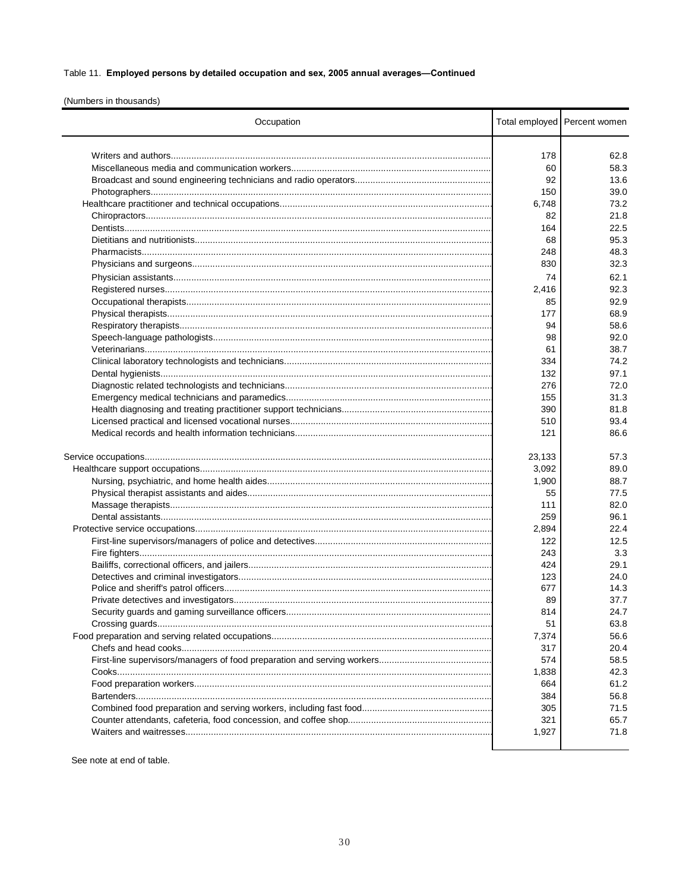Table 11. **Employed persons by detailed occupation and sex, 2005 annual averages—Continued**

(Numbers in thousands)

| Occupation | Total employed | Percent women |
|---|---|---|
| Writers and authors | 178 | 62.8 |
| Miscellaneous media and communication workers | 60 | 58.3 |
| Broadcast and sound engineering technicians and radio operators | 92 | 13.6 |
| Photographers | 150 | 39.0 |
| Healthcare practitioner and technical occupations | 6,748 | 73.2 |
| Chiropractors | 82 | 21.8 |
| Dentists | 164 | 22.5 |
| Dietitians and nutritionists | 68 | 95.3 |
| Pharmacists | 248 | 48.3 |
| Physicians and surgeons | 830 | 32.3 |
| Physician assistants | 74 | 62.1 |
| Registered nurses | 2,416 | 92.3 |
| Occupational therapists | 85 | 92.9 |
| Physical therapists | 177 | 68.9 |
| Respiratory therapists | 94 | 58.6 |
| Speech-language pathologists | 98 | 92.0 |
| Veterinarians | 61 | 38.7 |
| Clinical laboratory technologists and technicians | 334 | 74.2 |
| Dental hygienists | 132 | 97.1 |
| Diagnostic related technologists and technicians | 276 | 72.0 |
| Emergency medical technicians and paramedics | 155 | 31.3 |
| Health diagnosing and treating practitioner support technicians | 390 | 81.8 |
| Licensed practical and licensed vocational nurses | 510 | 93.4 |
| Medical records and health information technicians | 121 | 86.6 |
| | | |
| Service occupations | 23,133 | 57.3 |
| Healthcare support occupations | 3,092 | 89.0 |
| Nursing, psychiatric, and home health aides | 1,900 | 88.7 |
| Physical therapist assistants and aides | 55 | 77.5 |
| Massage therapists | 111 | 82.0 |
| Dental assistants | 259 | 96.1 |
| Protective service occupations | 2,894 | 22.4 |
| First-line supervisors/managers of police and detectives | 122 | 12.5 |
| Fire fighters | 243 | 3.3 |
| Bailiffs, correctional officers, and jailers | 424 | 29.1 |
| Detectives and criminal investigators | 123 | 24.0 |
| Police and sheriff's patrol officers | 677 | 14.3 |
| Private detectives and investigators | 89 | 37.7 |
| Security guards and gaming surveillance officers | 814 | 24.7 |
| Crossing guards | 51 | 63.8 |
| Food preparation and serving related occupations | 7,374 | 56.6 |
| Chefs and head cooks | 317 | 20.4 |
| First-line supervisors/managers of food preparation and serving workers | 574 | 58.5 |
| Cooks | 1,838 | 42.3 |
| Food preparation workers | 664 | 61.2 |
| Bartenders | 384 | 56.8 |
| Combined food preparation and serving workers, including fast food | 305 | 71.5 |
| Counter attendants, cafeteria, food concession, and coffee shop | 321 | 65.7 |
| Waiters and waitresses | 1,927 | 71.8 |

See note at end of table.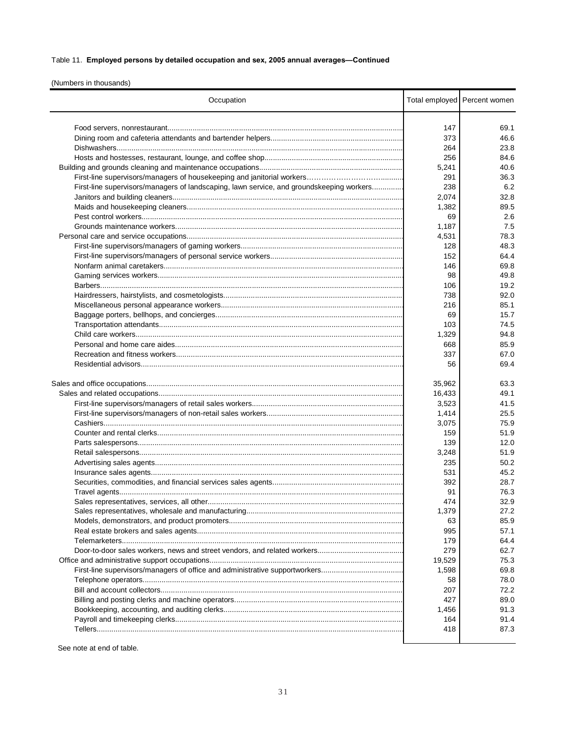Table 11. **Employed persons by detailed occupation and sex, 2005 annual averages—Continued**

(Numbers in thousands)

| Occupation | Total employed | Percent women |
|---|---|---|
| Food servers, nonrestaurant | 147 | 69.1 |
| Dining room and cafeteria attendants and bartender helpers | 373 | 46.6 |
| Dishwashers | 264 | 23.8 |
| Hosts and hostesses, restaurant, lounge, and coffee shop | 256 | 84.6 |
| Building and grounds cleaning and maintenance occupations | 5,241 | 40.6 |
| First-line supervisors/managers of housekeeping and janitorial workers | 291 | 36.3 |
| First-line supervisors/managers of landscaping, lawn service, and groundskeeping workers | 238 | 6.2 |
| Janitors and building cleaners | 2,074 | 32.8 |
| Maids and housekeeping cleaners | 1,382 | 89.5 |
| Pest control workers | 69 | 2.6 |
| Grounds maintenance workers | 1,187 | 7.5 |
| Personal care and service occupations | 4,531 | 78.3 |
| First-line supervisors/managers of gaming workers | 128 | 48.3 |
| First-line supervisors/managers of personal service workers | 152 | 64.4 |
| Nonfarm animal caretakers | 146 | 69.8 |
| Gaming services workers | 98 | 49.8 |
| Barbers | 106 | 19.2 |
| Hairdressers, hairstylists, and cosmetologists | 738 | 92.0 |
| Miscellaneous personal appearance workers | 216 | 85.1 |
| Baggage porters, bellhops, and concierges | 69 | 15.7 |
| Transportation attendants | 103 | 74.5 |
| Child care workers | 1,329 | 94.8 |
| Personal and home care aides | 668 | 85.9 |
| Recreation and fitness workers | 337 | 67.0 |
| Residential advisors | 56 | 69.4 |
| Sales and office occupations | 35,962 | 63.3 |
| Sales and related occupations | 16,433 | 49.1 |
| First-line supervisors/managers of retail sales workers | 3,523 | 41.5 |
| First-line supervisors/managers of non-retail sales workers | 1,414 | 25.5 |
| Cashiers | 3,075 | 75.9 |
| Counter and rental clerks | 159 | 51.9 |
| Parts salespersons | 139 | 12.0 |
| Retail salespersons | 3,248 | 51.9 |
| Advertising sales agents | 235 | 50.2 |
| Insurance sales agents | 531 | 45.2 |
| Securities, commodities, and financial services sales agents | 392 | 28.7 |
| Travel agents | 91 | 76.3 |
| Sales representatives, services, all other | 474 | 32.9 |
| Sales representatives, wholesale and manufacturing | 1,379 | 27.2 |
| Models, demonstrators, and product promoters | 63 | 85.9 |
| Real estate brokers and sales agents | 995 | 57.1 |
| Telemarketers | 179 | 64.4 |
| Door-to-door sales workers, news and street vendors, and related workers | 279 | 62.7 |
| Office and administrative support occupations | 19,529 | 75.3 |
| First-line supervisors/managers of office and administrative supportworkers | 1,598 | 69.8 |
| Telephone operators | 58 | 78.0 |
| Bill and account collectors | 207 | 72.2 |
| Billing and posting clerks and machine operators | 427 | 89.0 |
| Bookkeeping, accounting, and auditing clerks | 1,456 | 91.3 |
| Payroll and timekeeping clerks | 164 | 91.4 |
| Tellers | 418 | 87.3 |

See note at end of table.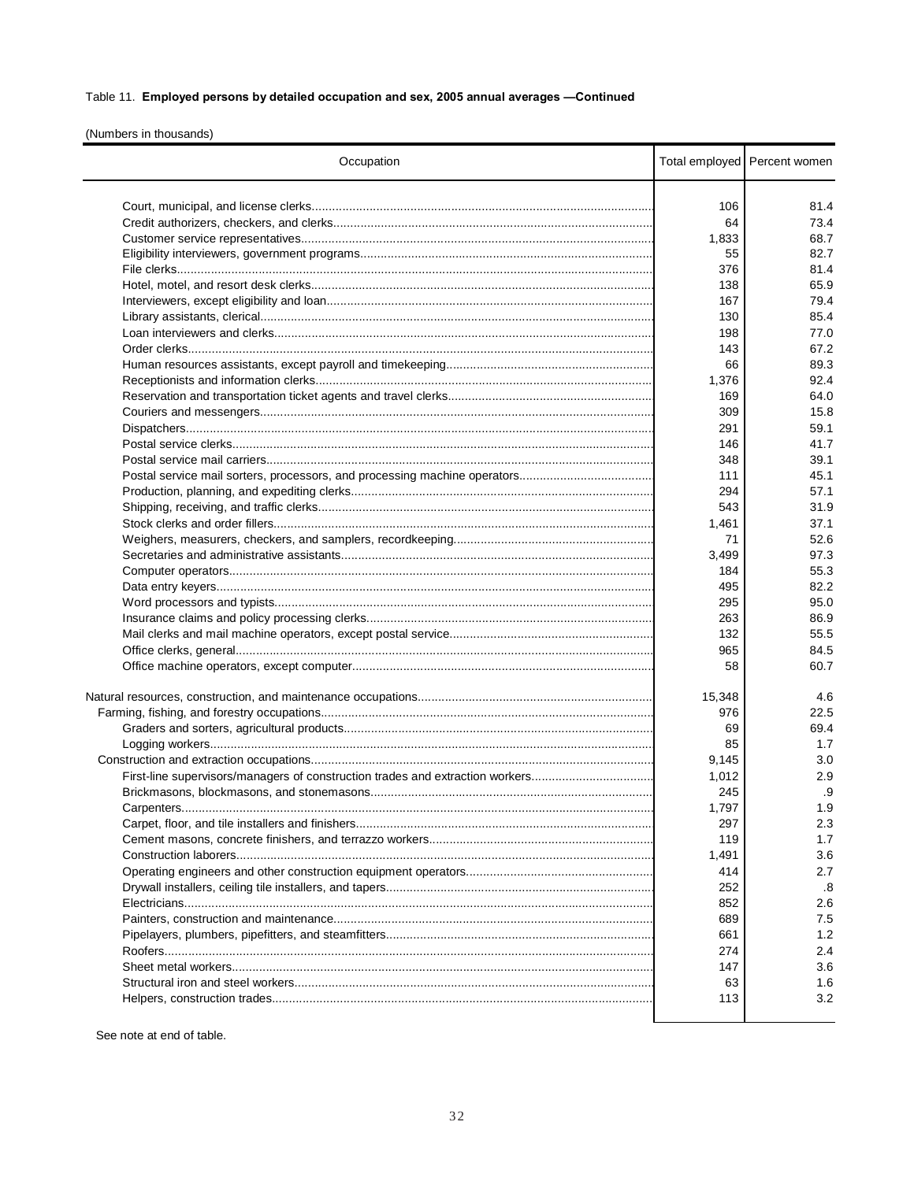Table 11. **Employed persons by detailed occupation and sex, 2005 annual averages —Continued**

(Numbers in thousands)

| Occupation | Total employed | Percent women |
|---|---|---|
| Court, municipal, and license clerks | 106 | 81.4 |
| Credit authorizers, checkers, and clerks | 64 | 73.4 |
| Customer service representatives | 1,833 | 68.7 |
| Eligibility interviewers, government programs | 55 | 82.7 |
| File clerks | 376 | 81.4 |
| Hotel, motel, and resort desk clerks | 138 | 65.9 |
| Interviewers, except eligibility and loan | 167 | 79.4 |
| Library assistants, clerical | 130 | 85.4 |
| Loan interviewers and clerks | 198 | 77.0 |
| Order clerks | 143 | 67.2 |
| Human resources assistants, except payroll and timekeeping | 66 | 89.3 |
| Receptionists and information clerks | 1,376 | 92.4 |
| Reservation and transportation ticket agents and travel clerks | 169 | 64.0 |
| Couriers and messengers | 309 | 15.8 |
| Dispatchers | 291 | 59.1 |
| Postal service clerks | 146 | 41.7 |
| Postal service mail carriers | 348 | 39.1 |
| Postal service mail sorters, processors, and processing machine operators | 111 | 45.1 |
| Production, planning, and expediting clerks | 294 | 57.1 |
| Shipping, receiving, and traffic clerks | 543 | 31.9 |
| Stock clerks and order fillers | 1,461 | 37.1 |
| Weighers, measurers, checkers, and samplers, recordkeeping | 71 | 52.6 |
| Secretaries and administrative assistants | 3,499 | 97.3 |
| Computer operators | 184 | 55.3 |
| Data entry keyers | 495 | 82.2 |
| Word processors and typists | 295 | 95.0 |
| Insurance claims and policy processing clerks | 263 | 86.9 |
| Mail clerks and mail machine operators, except postal service | 132 | 55.5 |
| Office clerks, general | 965 | 84.5 |
| Office machine operators, except computer | 58 | 60.7 |
| | | |
| Natural resources, construction, and maintenance occupations | 15,348 | 4.6 |
| Farming, fishing, and forestry occupations | 976 | 22.5 |
| Graders and sorters, agricultural products | 69 | 69.4 |
| Logging workers | 85 | 1.7 |
| Construction and extraction occupations | 9,145 | 3.0 |
| First-line supervisors/managers of construction trades and extraction workers | 1,012 | 2.9 |
| Brickmasons, blockmasons, and stonemasons | 245 | .9 |
| Carpenters | 1,797 | 1.9 |
| Carpet, floor, and tile installers and finishers | 297 | 2.3 |
| Cement masons, concrete finishers, and terrazzo workers | 119 | 1.7 |
| Construction laborers | 1,491 | 3.6 |
| Operating engineers and other construction equipment operators | 414 | 2.7 |
| Drywall installers, ceiling tile installers, and tapers | 252 | .8 |
| Electricians | 852 | 2.6 |
| Painters, construction and maintenance | 689 | 7.5 |
| Pipelayers, plumbers, pipefitters, and steamfitters | 661 | 1.2 |
| Roofers | 274 | 2.4 |
| Sheet metal workers | 147 | 3.6 |
| Structural iron and steel workers | 63 | 1.6 |
| Helpers, construction trades | 113 | 3.2 |

See note at end of table.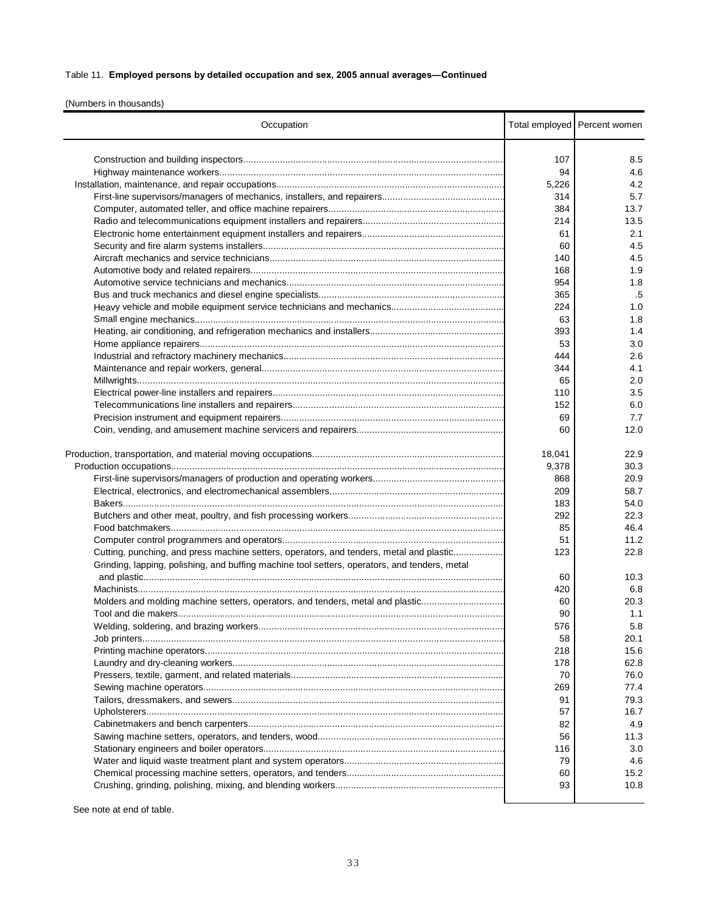Table 11. **Employed persons by detailed occupation and sex, 2005 annual averages—Continued**

(Numbers in thousands)

| Occupation | Total employed | Percent women |
|---|---|---|
| Construction and building inspectors | 107 | 8.5 |
| Highway maintenance workers | 94 | 4.6 |
| Installation, maintenance, and repair occupations | 5,226 | 4.2 |
| First-line supervisors/managers of mechanics, installers, and repairers | 314 | 5.7 |
| Computer, automated teller, and office machine repairers | 384 | 13.7 |
| Radio and telecommunications equipment installers and repairers | 214 | 13.5 |
| Electronic home entertainment equipment installers and repairers | 61 | 2.1 |
| Security and fire alarm systems installers | 60 | 4.5 |
| Aircraft mechanics and service technicians | 140 | 4.5 |
| Automotive body and related repairers | 168 | 1.9 |
| Automotive service technicians and mechanics | 954 | 1.8 |
| Bus and truck mechanics and diesel engine specialists | 365 | .5 |
| Heavy vehicle and mobile equipment service technicians and mechanics | 224 | 1.0 |
| Small engine mechanics | 63 | 1.8 |
| Heating, air conditioning, and refrigeration mechanics and installers | 393 | 1.4 |
| Home appliance repairers | 53 | 3.0 |
| Industrial and refractory machinery mechanics | 444 | 2.6 |
| Maintenance and repair workers, general | 344 | 4.1 |
| Millwrights | 65 | 2.0 |
| Electrical power-line installers and repairers | 110 | 3.5 |
| Telecommunications line installers and repairers | 152 | 6.0 |
| Precision instrument and equipment repairers | 69 | 7.7 |
| Coin, vending, and amusement machine servicers and repairers | 60 | 12.0 |
| | | |
| Production, transportation, and material moving occupations | 18,041 | 22.9 |
| Production occupations | 9,378 | 30.3 |
| First-line supervisors/managers of production and operating workers | 868 | 20.9 |
| Electrical, electronics, and electromechanical assemblers | 209 | 58.7 |
| Bakers | 183 | 54.0 |
| Butchers and other meat, poultry, and fish processing workers | 292 | 22.3 |
| Food batchmakers | 85 | 46.4 |
| Computer control programmers and operators | 51 | 11.2 |
| Cutting, punching, and press machine setters, operators, and tenders, metal and plastic | 123 | 22.8 |
| Grinding, lapping, polishing, and buffing machine tool setters, operators, and tenders, metal and plastic | 60 | 10.3 |
| Machinists | 420 | 6.8 |
| Molders and molding machine setters, operators, and tenders, metal and plastic | 60 | 20.3 |
| Tool and die makers | 90 | 1.1 |
| Welding, soldering, and brazing workers | 576 | 5.8 |
| Job printers | 58 | 20.1 |
| Printing machine operators | 218 | 15.6 |
| Laundry and dry-cleaning workers | 178 | 62.8 |
| Pressers, textile, garment, and related materials | 70 | 76.0 |
| Sewing machine operators | 269 | 77.4 |
| Tailors, dressmakers, and sewers | 91 | 79.3 |
| Upholsterers | 57 | 16.7 |
| Cabinetmakers and bench carpenters | 82 | 4.9 |
| Sawing machine setters, operators, and tenders, wood | 56 | 11.3 |
| Stationary engineers and boiler operators | 116 | 3.0 |
| Water and liquid waste treatment plant and system operators | 79 | 4.6 |
| Chemical processing machine setters, operators, and tenders | 60 | 15.2 |
| Crushing, grinding, polishing, mixing, and blending workers | 93 | 10.8 |

See note at end of table.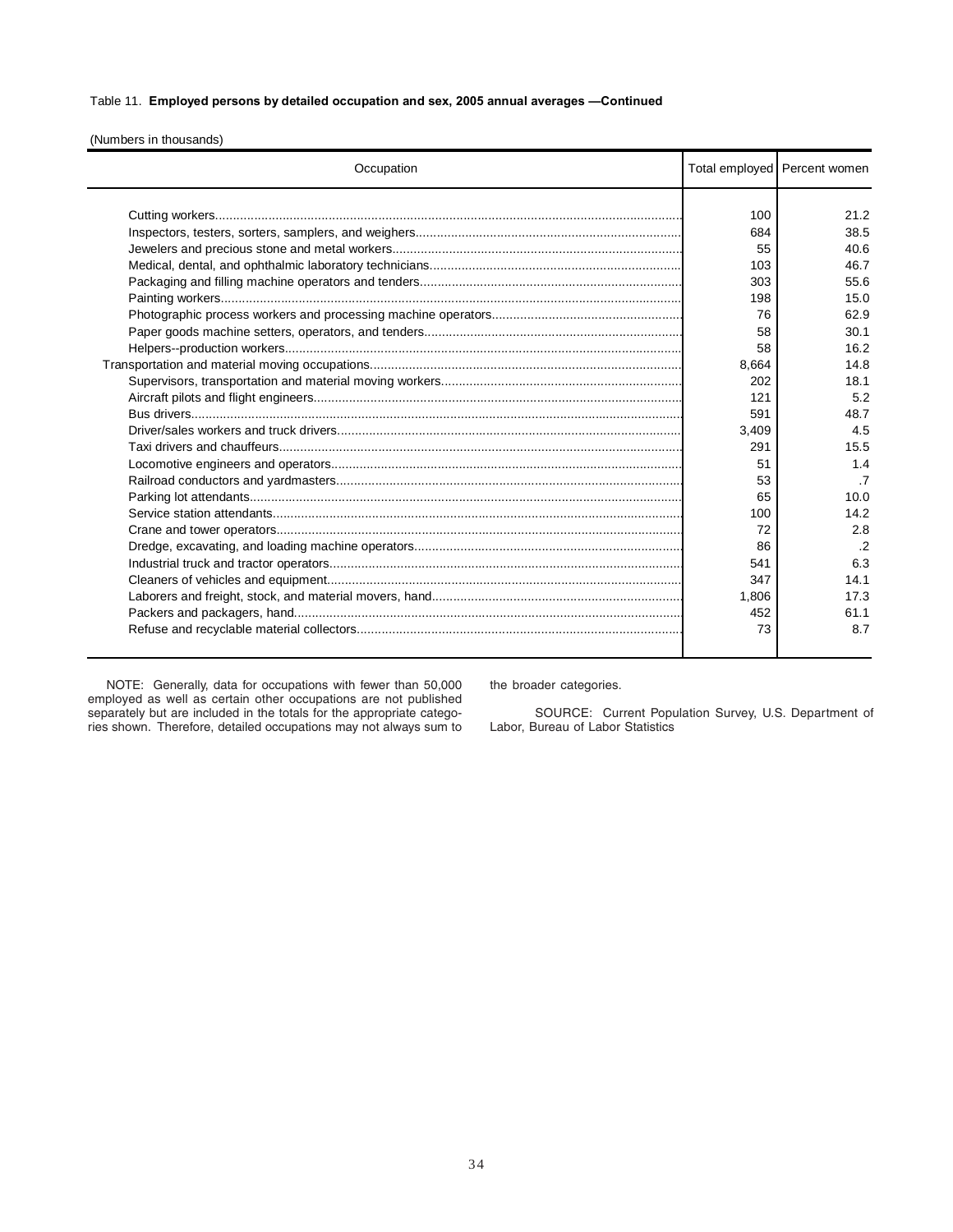Table 11. **Employed persons by detailed occupation and sex, 2005 annual averages —Continued**

(Numbers in thousands)

| Occupation | Total employed | Percent women |
|---|---|---|
| Cutting workers | 100 | 21.2 |
| Inspectors, testers, sorters, samplers, and weighers | 684 | 38.5 |
| Jewelers and precious stone and metal workers | 55 | 40.6 |
| Medical, dental, and ophthalmic laboratory technicians | 103 | 46.7 |
| Packaging and filling machine operators and tenders | 303 | 55.6 |
| Painting workers | 198 | 15.0 |
| Photographic process workers and processing machine operators | 76 | 62.9 |
| Paper goods machine setters, operators, and tenders | 58 | 30.1 |
| Helpers--production workers | 58 | 16.2 |
| Transportation and material moving occupations | 8,664 | 14.8 |
| Supervisors, transportation and material moving workers | 202 | 18.1 |
| Aircraft pilots and flight engineers | 121 | 5.2 |
| Bus drivers | 591 | 48.7 |
| Driver/sales workers and truck drivers | 3,409 | 4.5 |
| Taxi drivers and chauffeurs | 291 | 15.5 |
| Locomotive engineers and operators | 51 | 1.4 |
| Railroad conductors and yardmasters | 53 | .7 |
| Parking lot attendants | 65 | 10.0 |
| Service station attendants | 100 | 14.2 |
| Crane and tower operators | 72 | 2.8 |
| Dredge, excavating, and loading machine operators | 86 | .2 |
| Industrial truck and tractor operators | 541 | 6.3 |
| Cleaners of vehicles and equipment | 347 | 14.1 |
| Laborers and freight, stock, and material movers, hand | 1,806 | 17.3 |
| Packers and packagers, hand | 452 | 61.1 |
| Refuse and recyclable material collectors | 73 | 8.7 |

NOTE: Generally, data for occupations with fewer than 50,000 employed as well as certain other occupations are not published separately but are included in the totals for the appropriate categories shown. Therefore, detailed occupations may not always sum to the broader categories.

SOURCE: Current Population Survey, U.S. Department of Labor, Bureau of Labor Statistics